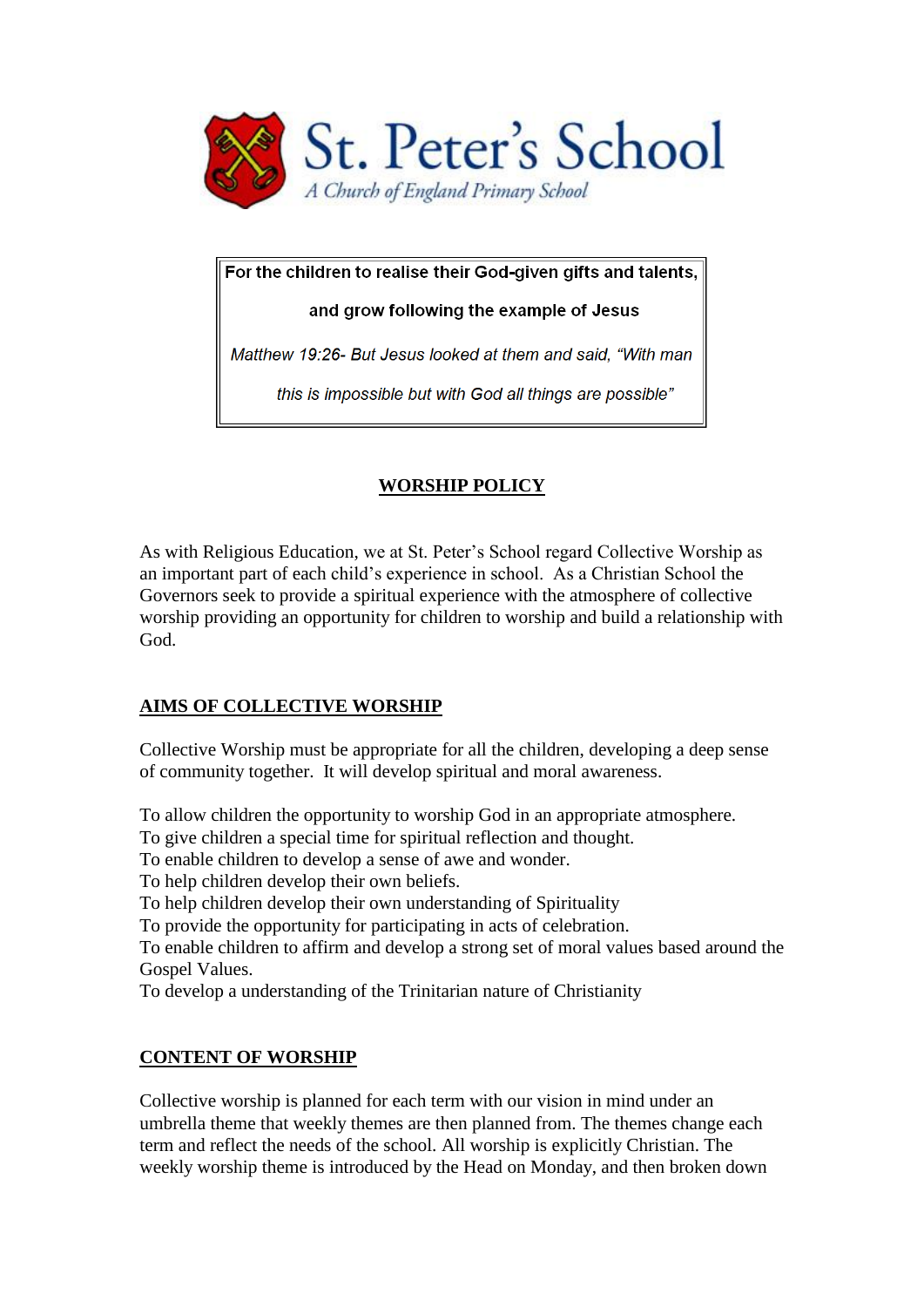# St. Peter's School

*A Church of England Primary School*

For the children to realise their God-given gifts and talents, and grow following the example of Jesus

*Matthew 19:26- But Jesus looked at them and said, "With man this is impossible but with God all things are possible"*

## WORSHIP POLICY

As with Religious Education, we at St. Peter's School regard Collective Worship as an important part of each child's experience in school. As a Christian School the Governors seek to provide a spiritual experience with the atmosphere of collective worship providing an opportunity for children to worship and build a relationship with God.

## AIMS OF COLLECTIVE WORSHIP

Collective Worship must be appropriate for all the children, developing a deep sense of community together. It will develop spiritual and moral awareness.

To allow children the opportunity to worship God in an appropriate atmosphere.
To give children a special time for spiritual reflection and thought.
To enable children to develop a sense of awe and wonder.
To help children develop their own beliefs.
To help children develop their own understanding of Spirituality
To provide the opportunity for participating in acts of celebration.
To enable children to affirm and develop a strong set of moral values based around the Gospel Values.
To develop a understanding of the Trinitarian nature of Christianity

## CONTENT OF WORSHIP

Collective worship is planned for each term with our vision in mind under an umbrella theme that weekly themes are then planned from. The themes change each term and reflect the needs of the school. All worship is explicitly Christian. The weekly worship theme is introduced by the Head on Monday, and then broken down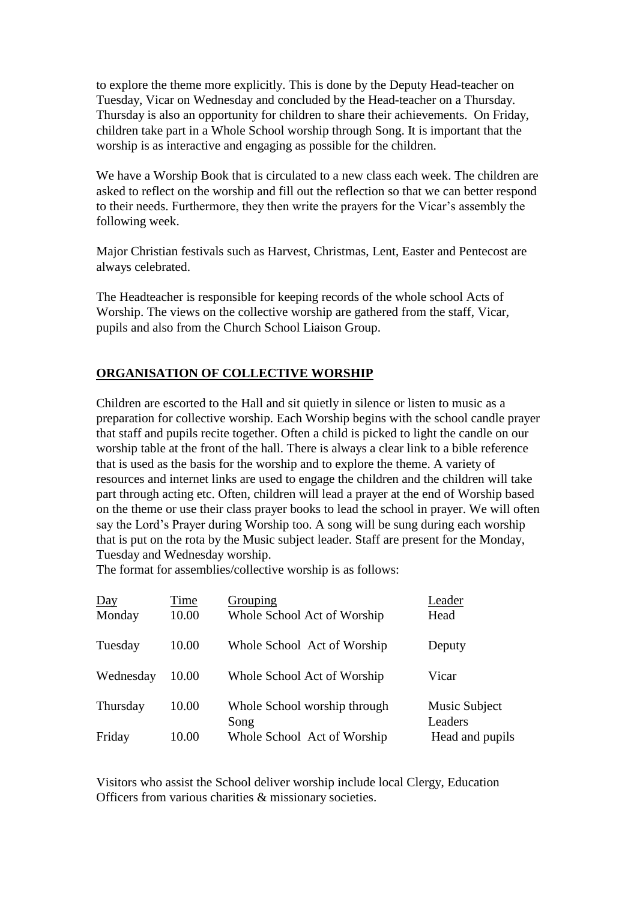to explore the theme more explicitly. This is done by the Deputy Head-teacher on Tuesday, Vicar on Wednesday and concluded by the Head-teacher on a Thursday. Thursday is also an opportunity for children to share their achievements. On Friday, children take part in a Whole School worship through Song. It is important that the worship is as interactive and engaging as possible for the children.

We have a Worship Book that is circulated to a new class each week. The children are asked to reflect on the worship and fill out the reflection so that we can better respond to their needs. Furthermore, they then write the prayers for the Vicar's assembly the following week.

Major Christian festivals such as Harvest, Christmas, Lent, Easter and Pentecost are always celebrated.

The Headteacher is responsible for keeping records of the whole school Acts of Worship. The views on the collective worship are gathered from the staff, Vicar, pupils and also from the Church School Liaison Group.

## ORGANISATION OF COLLECTIVE WORSHIP

Children are escorted to the Hall and sit quietly in silence or listen to music as a preparation for collective worship. Each Worship begins with the school candle prayer that staff and pupils recite together. Often a child is picked to light the candle on our worship table at the front of the hall. There is always a clear link to a bible reference that is used as the basis for the worship and to explore the theme. A variety of resources and internet links are used to engage the children and the children will take part through acting etc. Often, children will lead a prayer at the end of Worship based on the theme or use their class prayer books to lead the school in prayer. We will often say the Lord's Prayer during Worship too. A song will be sung during each worship that is put on the rota by the Music subject leader. Staff are present for the Monday, Tuesday and Wednesday worship.
The format for assemblies/collective worship is as follows:

| Day | Time | Grouping | Leader |
|---|---|---|---|
| Monday | 10.00 | Whole School Act of Worship | Head |
| Tuesday | 10.00 | Whole School Act of Worship | Deputy |
| Wednesday | 10.00 | Whole School Act of Worship | Vicar |
| Thursday | 10.00 | Whole School worship through Song | Music Subject Leaders |
| Friday | 10.00 | Whole School Act of Worship | Head and pupils |

Visitors who assist the School deliver worship include local Clergy, Education Officers from various charities & missionary societies.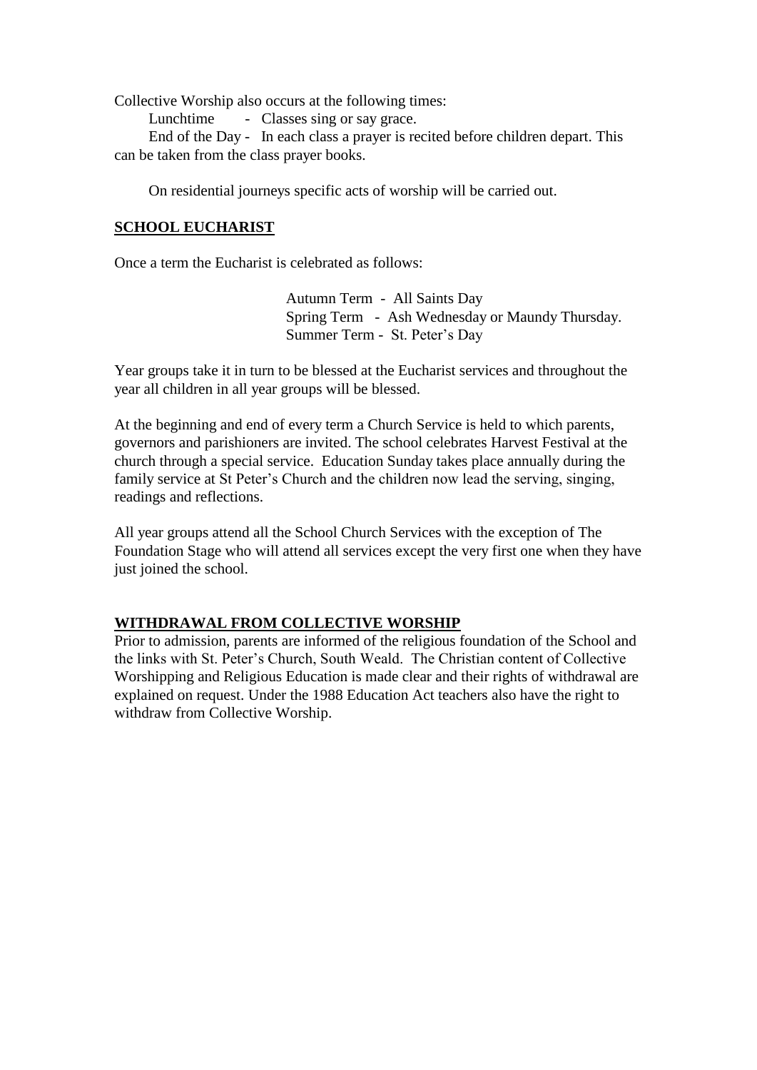Collective Worship also occurs at the following times:

Lunchtime - Classes sing or say grace.

End of the Day - In each class a prayer is recited before children depart. This can be taken from the class prayer books.

On residential journeys specific acts of worship will be carried out.

## SCHOOL EUCHARIST

Once a term the Eucharist is celebrated as follows:

Autumn Term - All Saints Day
Spring Term - Ash Wednesday or Maundy Thursday.
Summer Term - St. Peter's Day

Year groups take it in turn to be blessed at the Eucharist services and throughout the year all children in all year groups will be blessed.

At the beginning and end of every term a Church Service is held to which parents, governors and parishioners are invited. The school celebrates Harvest Festival at the church through a special service. Education Sunday takes place annually during the family service at St Peter's Church and the children now lead the serving, singing, readings and reflections.

All year groups attend all the School Church Services with the exception of The Foundation Stage who will attend all services except the very first one when they have just joined the school.

## WITHDRAWAL FROM COLLECTIVE WORSHIP

Prior to admission, parents are informed of the religious foundation of the School and the links with St. Peter's Church, South Weald. The Christian content of Collective Worshipping and Religious Education is made clear and their rights of withdrawal are explained on request. Under the 1988 Education Act teachers also have the right to withdraw from Collective Worship.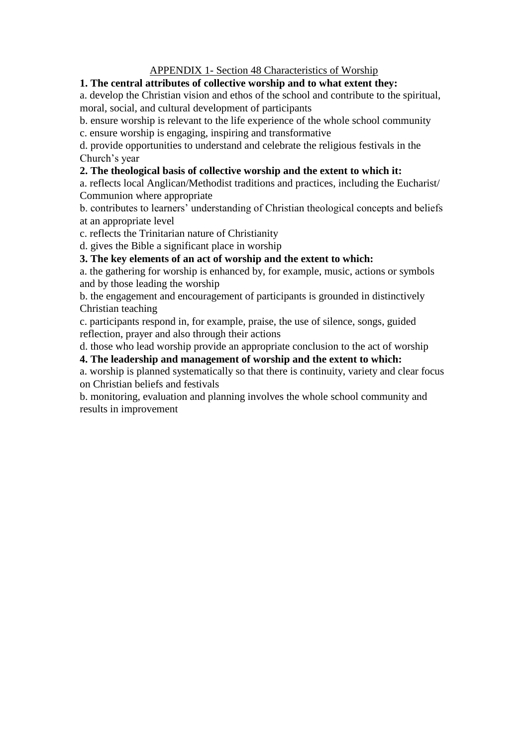APPENDIX 1- Section 48 Characteristics of Worship

**1. The central attributes of collective worship and to what extent they:**

a. develop the Christian vision and ethos of the school and contribute to the spiritual, moral, social, and cultural development of participants

b. ensure worship is relevant to the life experience of the whole school community

c. ensure worship is engaging, inspiring and transformative

d. provide opportunities to understand and celebrate the religious festivals in the Church's year

**2. The theological basis of collective worship and the extent to which it:**

a. reflects local Anglican/Methodist traditions and practices, including the Eucharist/ Communion where appropriate

b. contributes to learners' understanding of Christian theological concepts and beliefs at an appropriate level

c. reflects the Trinitarian nature of Christianity

d. gives the Bible a significant place in worship

**3. The key elements of an act of worship and the extent to which:**

a. the gathering for worship is enhanced by, for example, music, actions or symbols and by those leading the worship

b. the engagement and encouragement of participants is grounded in distinctively Christian teaching

c. participants respond in, for example, praise, the use of silence, songs, guided reflection, prayer and also through their actions

d. those who lead worship provide an appropriate conclusion to the act of worship

**4. The leadership and management of worship and the extent to which:**

a. worship is planned systematically so that there is continuity, variety and clear focus on Christian beliefs and festivals

b. monitoring, evaluation and planning involves the whole school community and results in improvement